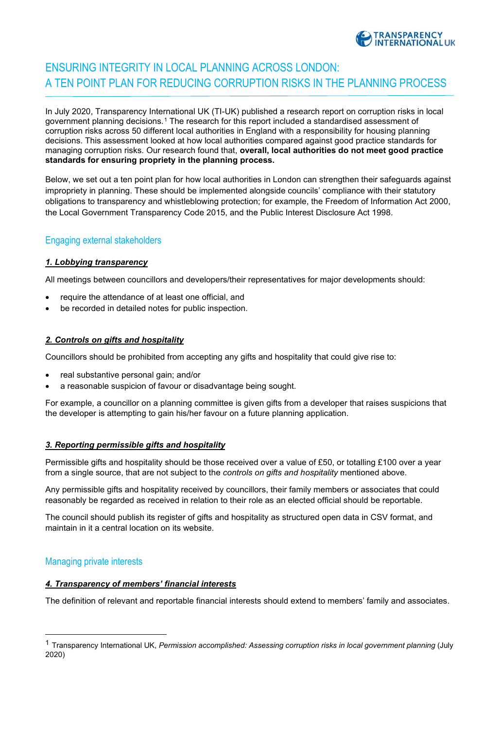# ENSURING INTEGRITY IN LOCAL PLANNING ACROSS LONDON: A TEN POINT PLAN FOR REDUCING CORRUPTION RISKS IN THE PLANNING PROCESS

In July 2020, Transparency International UK (TI-UK) published a research report on corruption risks in local government planning decisions.[1] The research for this report included a standardised assessment of corruption risks across 50 different local authorities in England with a responsibility for housing planning decisions. This assessment looked at how local authorities compared against good practice standards for managing corruption risks. Our research found that, **overall, local authorities do not meet good practice standards for ensuring propriety in the planning process.**

Below, we set out a ten point plan for how local authorities in London can strengthen their safeguards against impropriety in planning. These should be implemented alongside councils' compliance with their statutory obligations to transparency and whistleblowing protection; for example, the Freedom of Information Act 2000, the Local Government Transparency Code 2015, and the Public Interest Disclosure Act 1998.

## Engaging external stakeholders

### ***1. Lobbying transparency***

All meetings between councillors and developers/their representatives for major developments should:

- require the attendance of at least one official, and
- be recorded in detailed notes for public inspection.

### ***2. Controls on gifts and hospitality***

Councillors should be prohibited from accepting any gifts and hospitality that could give rise to:

- real substantive personal gain; and/or
- a reasonable suspicion of favour or disadvantage being sought.

For example, a councillor on a planning committee is given gifts from a developer that raises suspicions that the developer is attempting to gain his/her favour on a future planning application.

### ***3. Reporting permissible gifts and hospitality***

Permissible gifts and hospitality should be those received over a value of £50, or totalling £100 over a year from a single source, that are not subject to the *controls on gifts and hospitality* mentioned above.

Any permissible gifts and hospitality received by councillors, their family members or associates that could reasonably be regarded as received in relation to their role as an elected official should be reportable.

The council should publish its register of gifts and hospitality as structured open data in CSV format, and maintain in it a central location on its website.

## Managing private interests

### ***4. Transparency of members' financial interests***

The definition of relevant and reportable financial interests should extend to members' family and associates.

---

[1] Transparency International UK, *Permission accomplished: Assessing corruption risks in local government planning* (July 2020)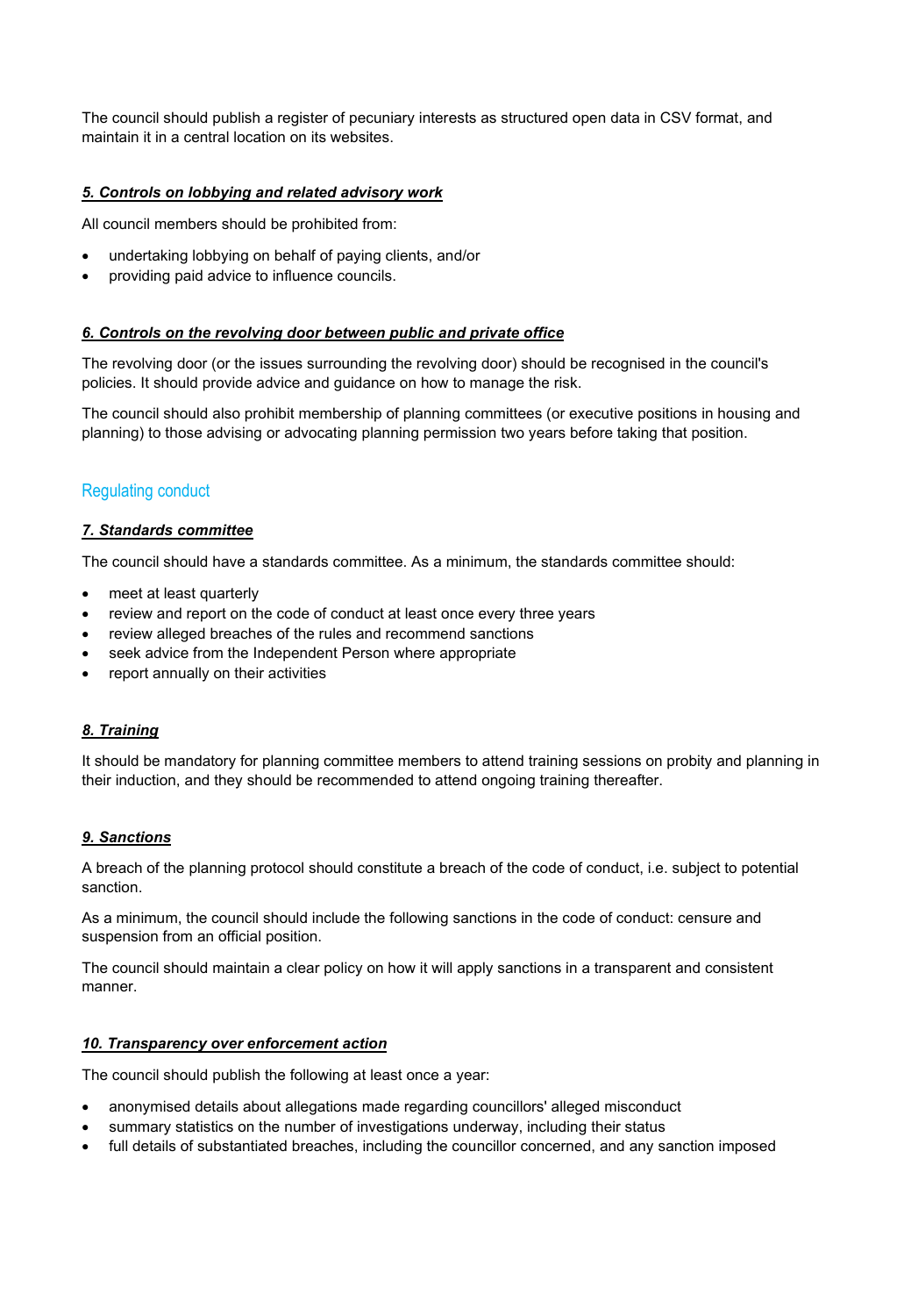The council should publish a register of pecuniary interests as structured open data in CSV format, and maintain it in a central location on its websites.

#### ***5. Controls on lobbying and related advisory work***

All council members should be prohibited from:

- undertaking lobbying on behalf of paying clients, and/or
- providing paid advice to influence councils.

#### ***6. Controls on the revolving door between public and private office***

The revolving door (or the issues surrounding the revolving door) should be recognised in the council's policies. It should provide advice and guidance on how to manage the risk.

The council should also prohibit membership of planning committees (or executive positions in housing and planning) to those advising or advocating planning permission two years before taking that position.

### Regulating conduct

#### ***7. Standards committee***

The council should have a standards committee. As a minimum, the standards committee should:

- meet at least quarterly
- review and report on the code of conduct at least once every three years
- review alleged breaches of the rules and recommend sanctions
- seek advice from the Independent Person where appropriate
- report annually on their activities

#### ***8. Training***

It should be mandatory for planning committee members to attend training sessions on probity and planning in their induction, and they should be recommended to attend ongoing training thereafter.

#### ***9. Sanctions***

A breach of the planning protocol should constitute a breach of the code of conduct, i.e. subject to potential sanction.

As a minimum, the council should include the following sanctions in the code of conduct: censure and suspension from an official position.

The council should maintain a clear policy on how it will apply sanctions in a transparent and consistent manner.

#### ***10. Transparency over enforcement action***

The council should publish the following at least once a year:

- anonymised details about allegations made regarding councillors' alleged misconduct
- summary statistics on the number of investigations underway, including their status
- full details of substantiated breaches, including the councillor concerned, and any sanction imposed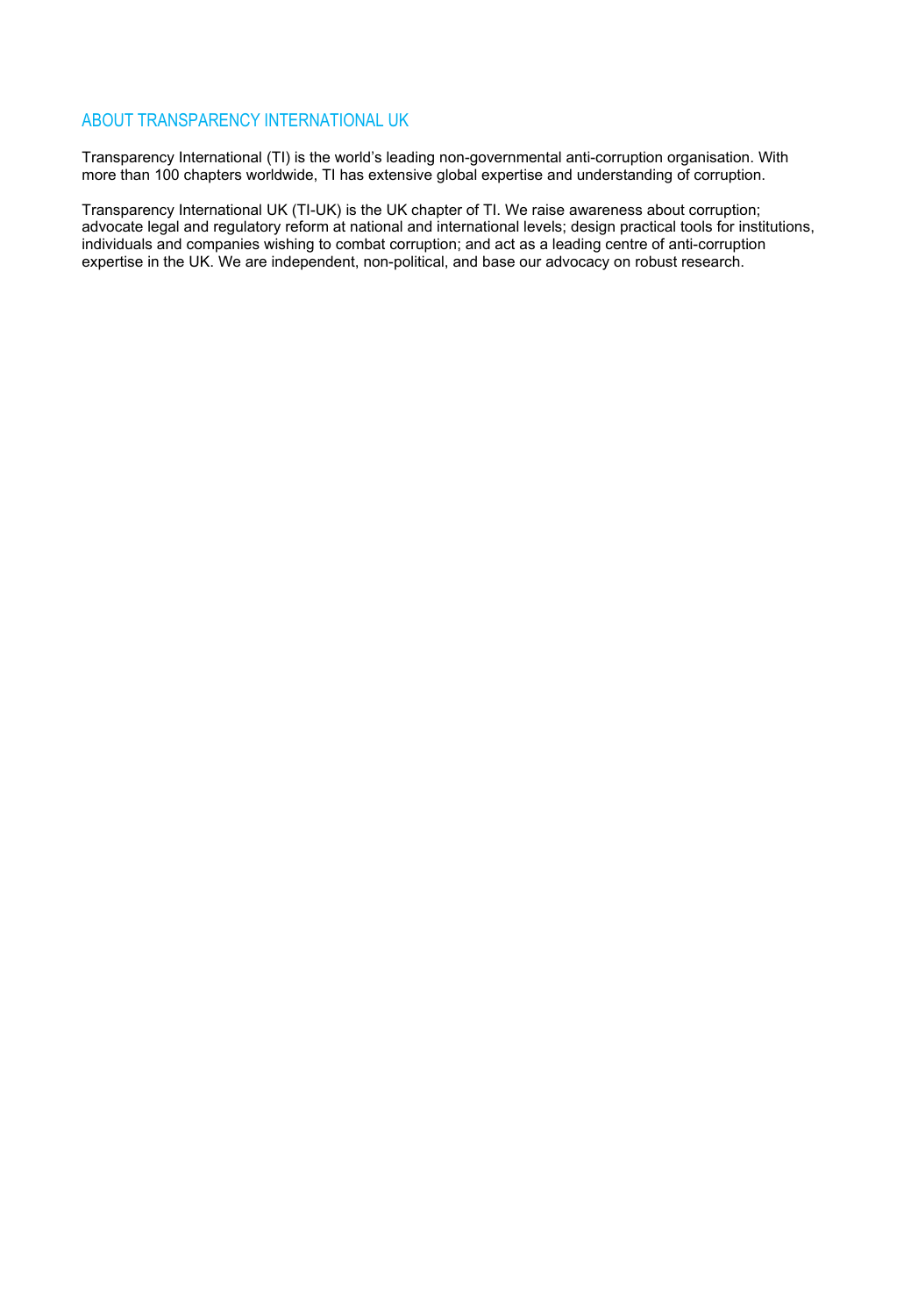## ABOUT TRANSPARENCY INTERNATIONAL UK

Transparency International (TI) is the world's leading non-governmental anti-corruption organisation. With more than 100 chapters worldwide, TI has extensive global expertise and understanding of corruption.

Transparency International UK (TI-UK) is the UK chapter of TI. We raise awareness about corruption; advocate legal and regulatory reform at national and international levels; design practical tools for institutions, individuals and companies wishing to combat corruption; and act as a leading centre of anti-corruption expertise in the UK. We are independent, non-political, and base our advocacy on robust research.